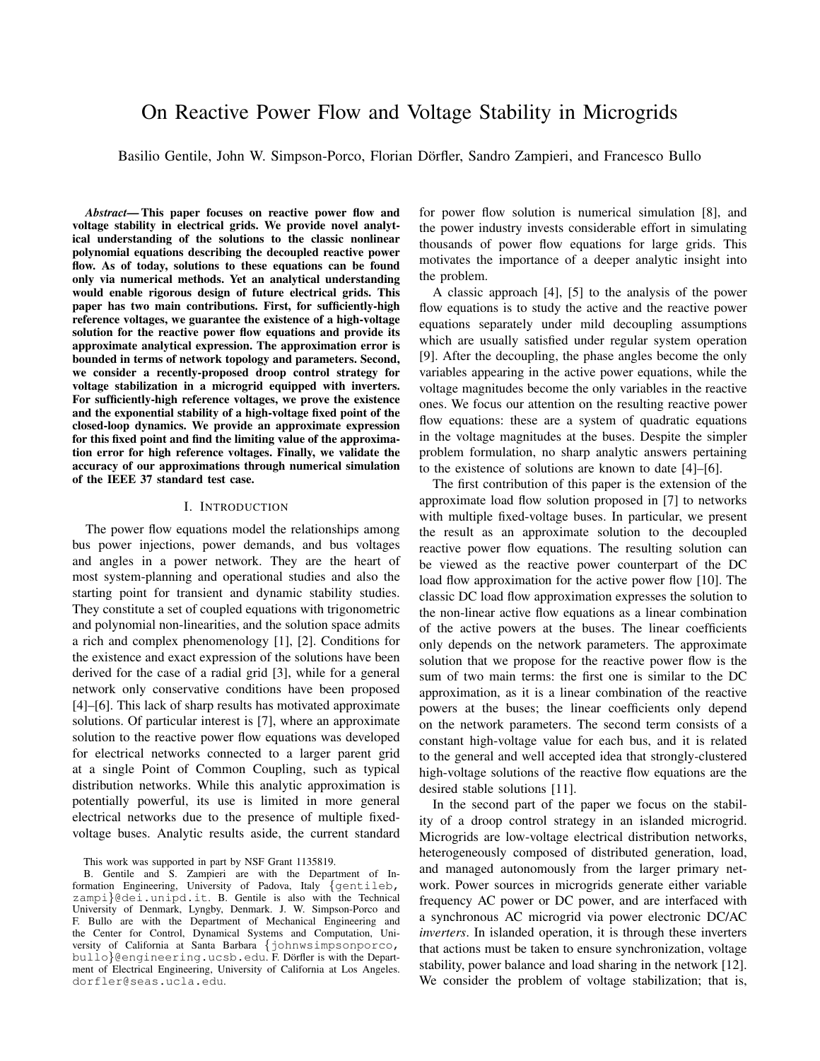// On Reactive Power Flow and Voltage Stability in Microgrids

Basilio Gentile, John W. Simpson-Porco, Florian Dörfler, Sandro Zampieri, and Francesco Bullo

***Abstract*— This paper focuses on reactive power flow and voltage stability in electrical grids. We provide novel analytical understanding of the solutions to the classic nonlinear polynomial equations describing the decoupled reactive power flow. As of today, solutions to these equations can be found only via numerical methods. Yet an analytical understanding would enable rigorous design of future electrical grids. This paper has two main contributions. First, for sufficiently-high reference voltages, we guarantee the existence of a high-voltage solution for the reactive power flow equations and provide its approximate analytical expression. The approximation error is bounded in terms of network topology and parameters. Second, we consider a recently-proposed droop control strategy for voltage stabilization in a microgrid equipped with inverters. For sufficiently-high reference voltages, we prove the existence and the exponential stability of a high-voltage fixed point of the closed-loop dynamics. We provide an approximate expression for this fixed point and find the limiting value of the approximation error for high reference voltages. Finally, we validate the accuracy of our approximations through numerical simulation of the IEEE 37 standard test case.**

## I. INTRODUCTION

The power flow equations model the relationships among bus power injections, power demands, and bus voltages and angles in a power network. They are the heart of most system-planning and operational studies and also the starting point for transient and dynamic stability studies. They constitute a set of coupled equations with trigonometric and polynomial non-linearities, and the solution space admits a rich and complex phenomenology [1], [2]. Conditions for the existence and exact expression of the solutions have been derived for the case of a radial grid [3], while for a general network only conservative conditions have been proposed [4]–[6]. This lack of sharp results has motivated approximate solutions. Of particular interest is [7], where an approximate solution to the reactive power flow equations was developed for electrical networks connected to a larger parent grid at a single Point of Common Coupling, such as typical distribution networks. While this analytic approximation is potentially powerful, its use is limited in more general electrical networks due to the presence of multiple fixed-voltage buses. Analytic results aside, the current standard for power flow solution is numerical simulation [8], and the power industry invests considerable effort in simulating thousands of power flow equations for large grids. This motivates the importance of a deeper analytic insight into the problem.

A classic approach [4], [5] to the analysis of the power flow equations is to study the active and the reactive power equations separately under mild decoupling assumptions which are usually satisfied under regular system operation [9]. After the decoupling, the phase angles become the only variables appearing in the active power equations, while the voltage magnitudes become the only variables in the reactive ones. We focus our attention on the resulting reactive power flow equations: these are a system of quadratic equations in the voltage magnitudes at the buses. Despite the simpler problem formulation, no sharp analytic answers pertaining to the existence of solutions are known to date [4]–[6].

The first contribution of this paper is the extension of the approximate load flow solution proposed in [7] to networks with multiple fixed-voltage buses. In particular, we present the result as an approximate solution to the decoupled reactive power flow equations. The resulting solution can be viewed as the reactive power counterpart of the DC load flow approximation for the active power flow [10]. The classic DC load flow approximation expresses the solution to the non-linear active flow equations as a linear combination of the active powers at the buses. The linear coefficients only depends on the network parameters. The approximate solution that we propose for the reactive power flow is the sum of two main terms: the first one is similar to the DC approximation, as it is a linear combination of the reactive powers at the buses; the linear coefficients only depend on the network parameters. The second term consists of a constant high-voltage value for each bus, and it is related to the general and well accepted idea that strongly-clustered high-voltage solutions of the reactive flow equations are the desired stable solutions [11].

In the second part of the paper we focus on the stability of a droop control strategy in an islanded microgrid. Microgrids are low-voltage electrical distribution networks, heterogeneously composed of distributed generation, load, and managed autonomously from the larger primary network. Power sources in microgrids generate either variable frequency AC power or DC power, and are interfaced with a synchronous AC microgrid via power electronic DC/AC *inverters*. In islanded operation, it is through these inverters that actions must be taken to ensure synchronization, voltage stability, power balance and load sharing in the network [12]. We consider the problem of voltage stabilization; that is,

This work was supported in part by NSF Grant 1135819.

B. Gentile and S. Zampieri are with the Department of Information Engineering, University of Padova, Italy {gentileb, zampi}@dei.unipd.it. B. Gentile is also with the Technical University of Denmark, Lyngby, Denmark. J. W. Simpson-Porco and F. Bullo are with the Department of Mechanical Engineering and the Center for Control, Dynamical Systems and Computation, University of California at Santa Barbara {johnwsimpsonporco, bullo}@engineering.ucsb.edu. F. Dörfler is with the Department of Electrical Engineering, University of California at Los Angeles. dorfler@seas.ucla.edu.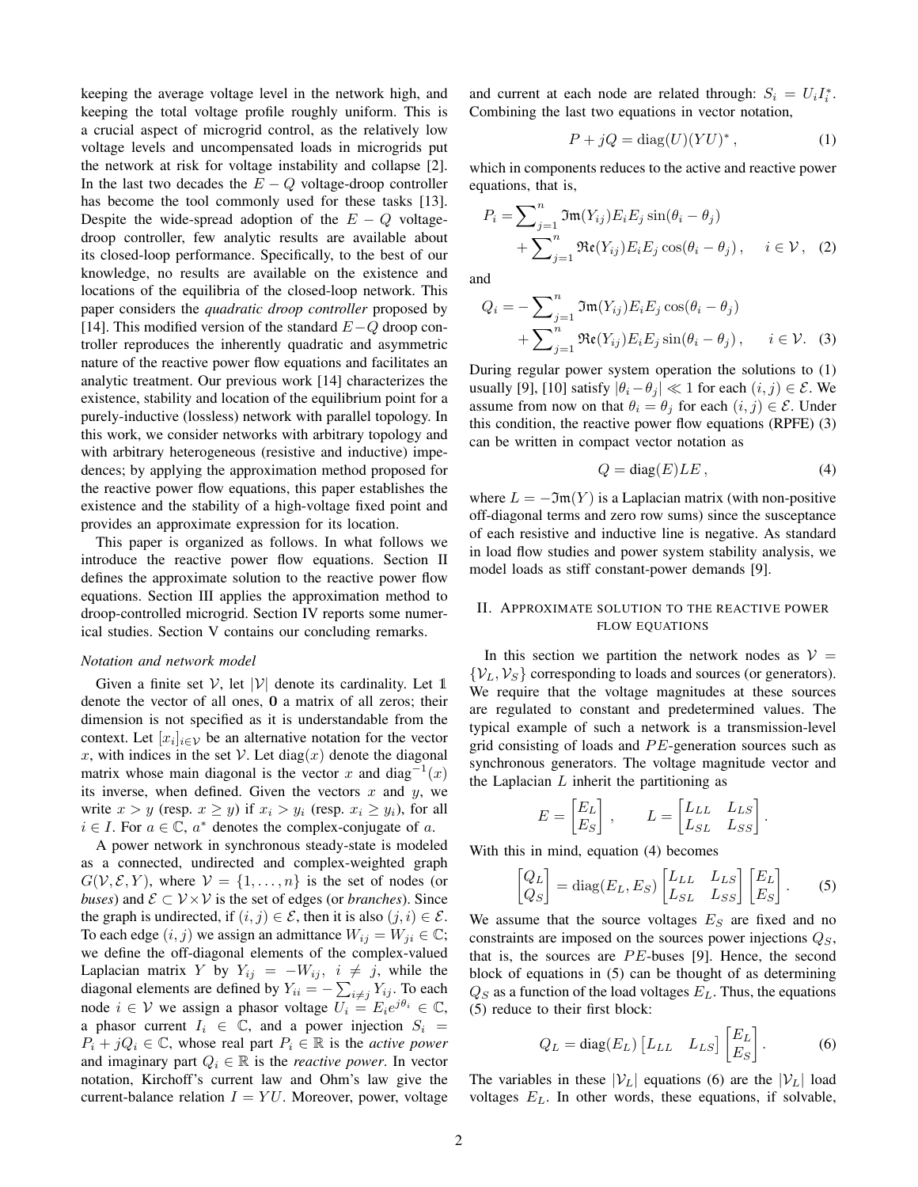keeping the average voltage level in the network high, and keeping the total voltage profile roughly uniform. This is a crucial aspect of microgrid control, as the relatively low voltage levels and uncompensated loads in microgrids put the network at risk for voltage instability and collapse [2]. In the last two decades the $E-Q$ voltage-droop controller has become the tool commonly used for these tasks [13]. Despite the wide-spread adoption of the $E-Q$ voltage-droop controller, few analytic results are available about its closed-loop performance. Specifically, to the best of our knowledge, no results are available on the existence and locations of the equilibria of the closed-loop network. This paper considers the *quadratic droop controller* proposed by [14]. This modified version of the standard $E-Q$ droop controller reproduces the inherently quadratic and asymmetric nature of the reactive power flow equations and facilitates an analytic treatment. Our previous work [14] characterizes the existence, stability and location of the equilibrium point for a purely-inductive (lossless) network with parallel topology. In this work, we consider networks with arbitrary topology and with arbitrary heterogeneous (resistive and inductive) impedences; by applying the approximation method proposed for the reactive power flow equations, this paper establishes the existence and the stability of a high-voltage fixed point and provides an approximate expression for its location.

This paper is organized as follows. In what follows we introduce the reactive power flow equations. Section II defines the approximate solution to the reactive power flow equations. Section III applies the approximation method to droop-controlled microgrid. Section IV reports some numerical studies. Section V contains our concluding remarks.

### *Notation and network model*

Given a finite set $\mathcal{V}$, let $|\mathcal{V}|$ denote its cardinality. Let $\mathbb{1}$ denote the vector of all ones, $\mathbf{0}$ a matrix of all zeros; their dimension is not specified as it is understandable from the context. Let $[x_i]_{i\in\mathcal{V}}$ be an alternative notation for the vector $x$, with indices in the set $\mathcal{V}$. Let $\mathrm{diag}(x)$ denote the diagonal matrix whose main diagonal is the vector $x$ and $\mathrm{diag}^{-1}(x)$ its inverse, when defined. Given the vectors $x$ and $y$, we write $x > y$ (resp. $x \geq y$) if $x_i > y_i$ (resp. $x_i \geq y_i$), for all $i \in I$. For $a \in \mathbb{C}$, $a^*$ denotes the complex-conjugate of $a$.

A power network in synchronous steady-state is modeled as a connected, undirected and complex-weighted graph $G(\mathcal{V}, \mathcal{E}, Y)$, where $\mathcal{V} = \{1, \ldots, n\}$ is the set of nodes (or *buses*) and $\mathcal{E} \subset \mathcal{V}\times\mathcal{V}$ is the set of edges (or *branches*). Since the graph is undirected, if $(i,j) \in \mathcal{E}$, then it is also $(j,i) \in \mathcal{E}$. To each edge $(i,j)$ we assign an admittance $W_{ij} = W_{ji} \in \mathbb{C}$; we define the off-diagonal elements of the complex-valued Laplacian matrix $Y$ by $Y_{ij} = -W_{ij},\ i \neq j$, while the diagonal elements are defined by $Y_{ii} = -\sum_{i\neq j} Y_{ij}$. To each node $i \in \mathcal{V}$ we assign a phasor voltage $U_i = E_i e^{j\theta_i} \in \mathbb{C}$, a phasor current $I_i \in \mathbb{C}$, and a power injection $S_i = P_i + jQ_i \in \mathbb{C}$, whose real part $P_i \in \mathbb{R}$ is the *active power* and imaginary part $Q_i \in \mathbb{R}$ is the *reactive power*. In vector notation, Kirchoff's current law and Ohm's law give the current-balance relation $I = YU$. Moreover, power, voltage and current at each node are related through: $S_i = U_i I_i^*$. Combining the last two equations in vector notation,

$$P + jQ = \mathrm{diag}(U)(YU)^*\,, \tag{1}$$

which in components reduces to the active and reactive power equations, that is,

$$\begin{aligned} P_i = &\sum\nolimits_{j=1}^{n} \mathfrak{Im}(Y_{ij}) E_i E_j \sin(\theta_i - \theta_j) \\ &+ \sum\nolimits_{j=1}^{n} \mathfrak{Re}(Y_{ij}) E_i E_j \cos(\theta_i - \theta_j)\,, \quad i \in \mathcal{V}\,, \end{aligned} \tag{2}$$

and

$$\begin{aligned} Q_i = &-\sum\nolimits_{j=1}^{n} \mathfrak{Im}(Y_{ij}) E_i E_j \cos(\theta_i - \theta_j) \\ &+ \sum\nolimits_{j=1}^{n} \mathfrak{Re}(Y_{ij}) E_i E_j \sin(\theta_i - \theta_j)\,, \quad i \in \mathcal{V}\,. \end{aligned} \tag{3}$$

During regular power system operation the solutions to (1) usually [9], [10] satisfy $|\theta_i - \theta_j| \ll 1$ for each $(i,j) \in \mathcal{E}$. We assume from now on that $\theta_i = \theta_j$ for each $(i,j) \in \mathcal{E}$. Under this condition, the reactive power flow equations (RPFE) (3) can be written in compact vector notation as

$$Q = \mathrm{diag}(E) L E\,, \tag{4}$$

where $L = -\mathfrak{Im}(Y)$ is a Laplacian matrix (with non-positive off-diagonal terms and zero row sums) since the susceptance of each resistive and inductive line is negative. As standard in load flow studies and power system stability analysis, we model loads as stiff constant-power demands [9].

## II. Approximate solution to the reactive power flow equations

In this section we partition the network nodes as $\mathcal{V} = \{\mathcal{V}_L, \mathcal{V}_S\}$ corresponding to loads and sources (or generators). We require that the voltage magnitudes at these sources are regulated to constant and predetermined values. The typical example of such a network is a transmission-level grid consisting of loads and $PE$-generation sources such as synchronous generators. The voltage magnitude vector and the Laplacian $L$ inherit the partitioning as

$$E = \begin{bmatrix} E_L \\ E_S \end{bmatrix}\,, \qquad L = \begin{bmatrix} L_{LL} & L_{LS} \\ L_{SL} & L_{SS} \end{bmatrix}\,.$$

With this in mind, equation (4) becomes

$$\begin{bmatrix} Q_L \\ Q_S \end{bmatrix} = \mathrm{diag}(E_L, E_S) \begin{bmatrix} L_{LL} & L_{LS} \\ L_{SL} & L_{SS} \end{bmatrix} \begin{bmatrix} E_L \\ E_S \end{bmatrix}\,. \tag{5}$$

We assume that the source voltages $E_S$ are fixed and no constraints are imposed on the sources power injections $Q_S$, that is, the sources are $PE$-buses [9]. Hence, the second block of equations in (5) can be thought of as determining $Q_S$ as a function of the load voltages $E_L$. Thus, the equations (5) reduce to their first block:

$$Q_L = \mathrm{diag}(E_L) \begin{bmatrix} L_{LL} & L_{LS} \end{bmatrix} \begin{bmatrix} E_L \\ E_S \end{bmatrix}\,. \tag{6}$$

The variables in these $|\mathcal{V}_L|$ equations (6) are the $|\mathcal{V}_L|$ load voltages $E_L$. In other words, these equations, if solvable,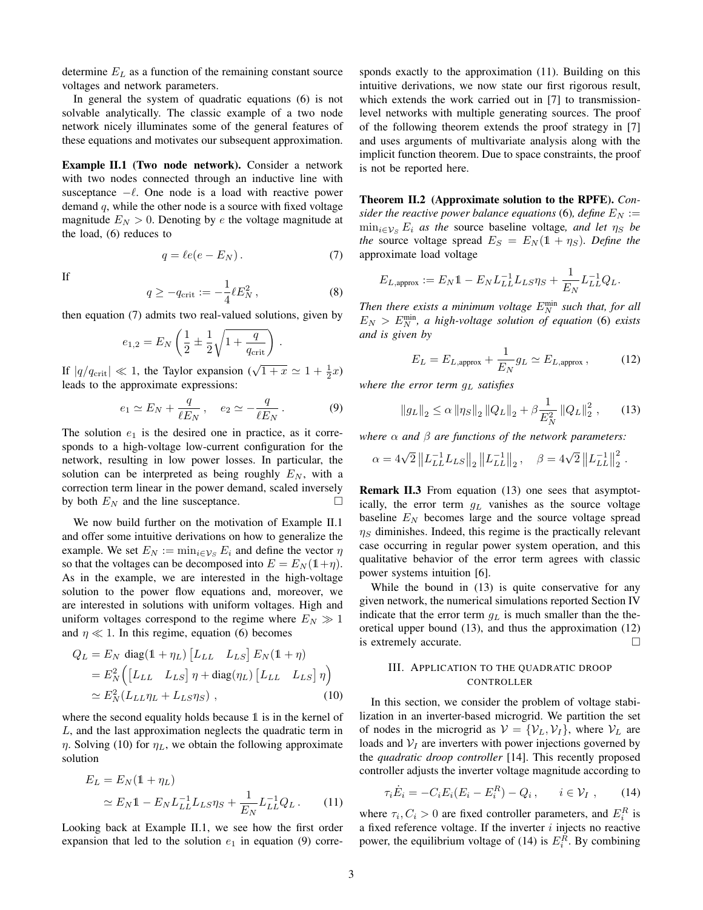determine $E_L$ as a function of the remaining constant source voltages and network parameters.

In general the system of quadratic equations (6) is not solvable analytically. The classic example of a two node network nicely illuminates some of the general features of these equations and motivates our subsequent approximation.

**Example II.1 (Two node network).** Consider a network with two nodes connected through an inductive line with susceptance $-\ell$. One node is a load with reactive power demand $q$, while the other node is a source with fixed voltage magnitude $E_N > 0$. Denoting by $e$ the voltage magnitude at the load, (6) reduces to

$$q = \ell e(e - E_N)\,. \tag{7}$$

If

$$q \geq -q_{\text{crit}} := -\frac{1}{4}\ell E_N^2\,, \tag{8}$$

then equation (7) admits two real-valued solutions, given by

$$e_{1,2} = E_N\left(\frac{1}{2} \pm \frac{1}{2}\sqrt{1 + \frac{q}{q_{\text{crit}}}}\right)\,.$$

If $|q/q_{\text{crit}}| \ll 1$, the Taylor expansion ($\sqrt{1+x} \simeq 1 + \frac{1}{2}x$) leads to the approximate expressions:

$$e_1 \simeq E_N + \frac{q}{\ell E_N}\,, \quad e_2 \simeq -\frac{q}{\ell E_N}\,. \tag{9}$$

The solution $e_1$ is the desired one in practice, as it corresponds to a high-voltage low-current configuration for the network, resulting in low power losses. In particular, the solution can be interpreted as being roughly $E_N$, with a correction term linear in the power demand, scaled inversely by both $E_N$ and the line susceptance. □

We now build further on the motivation of Example II.1 and offer some intuitive derivations on how to generalize the example. We set $E_N := \min_{i\in\mathcal{V}_S} E_i$ and define the vector $\eta$ so that the voltages can be decomposed into $E = E_N(\mathbb{1}+\eta)$. As in the example, we are interested in the high-voltage solution to the power flow equations and, moreover, we are interested in solutions with uniform voltages. High and uniform voltages correspond to the regime where $E_N \gg 1$ and $\eta \ll 1$. In this regime, equation (6) becomes

$$\begin{aligned}
Q_L &= E_N \,\text{diag}(\mathbb{1}+\eta_L)\begin{bmatrix}L_{LL} & L_{LS}\end{bmatrix} E_N(\mathbb{1}+\eta) \\
&= E_N^2\Big(\begin{bmatrix}L_{LL} & L_{LS}\end{bmatrix}\eta + \text{diag}(\eta_L)\begin{bmatrix}L_{LL} & L_{LS}\end{bmatrix}\eta\Big) \\
&\simeq E_N^2(L_{LL}\eta_L + L_{LS}\eta_S)\,,
\end{aligned} \tag{10}$$

where the second equality holds because $\mathbb{1}$ is in the kernel of $L$, and the last approximation neglects the quadratic term in $\eta$. Solving (10) for $\eta_L$, we obtain the following approximate solution

$$\begin{aligned}
E_L &= E_N(\mathbb{1}+\eta_L) \\
&\simeq E_N\mathbb{1} - E_N L_{LL}^{-1}L_{LS}\eta_S + \frac{1}{E_N}L_{LL}^{-1}Q_L\,.
\end{aligned} \tag{11}$$

Looking back at Example II.1, we see how the first order expansion that led to the solution $e_1$ in equation (9) corresponds exactly to the approximation (11). Building on this intuitive derivations, we now state our first rigorous result, which extends the work carried out in [7] to transmission-level networks with multiple generating sources. The proof of the following theorem extends the proof strategy in [7] and uses arguments of multivariate analysis along with the implicit function theorem. Due to space constraints, the proof is not be reported here.

**Theorem II.2 (Approximate solution to the RPFE).** *Consider the reactive power balance equations* (6)*, define $E_N := \min_{i\in\mathcal{V}_S} E_i$ as the* source baseline voltage*, and let $\eta_S$ be the* source voltage spread *$E_S = E_N(\mathbb{1}+\eta_S)$. Define the* approximate load voltage

$$E_{L,\text{approx}} := E_N\mathbb{1} - E_N L_{LL}^{-1}L_{LS}\eta_S + \frac{1}{E_N}L_{LL}^{-1}Q_L.$$

*Then there exists a minimum voltage $E_N^{\min}$ such that, for all $E_N > E_N^{\min}$, a high-voltage solution of equation* (6) *exists and is given by*

$$E_L = E_{L,\text{approx}} + \frac{1}{E_N}g_L \simeq E_{L,\text{approx}}\,, \tag{12}$$

*where the error term $g_L$ satisfies*

$$\|g_L\|_2 \leq \alpha\,\|\eta_S\|_2\,\|Q_L\|_2 + \beta\frac{1}{E_N^2}\|Q_L\|_2^2\,, \tag{13}$$

*where $\alpha$ and $\beta$ are functions of the network parameters:*

$$\alpha = 4\sqrt{2}\left\|L_{LL}^{-1}L_{LS}\right\|_2\left\|L_{LL}^{-1}\right\|_2, \quad \beta = 4\sqrt{2}\left\|L_{LL}^{-1}\right\|_2^2.$$

**Remark II.3** From equation (13) one sees that asymptotically, the error term $g_L$ vanishes as the source voltage baseline $E_N$ becomes large and the source voltage spread $\eta_S$ diminishes. Indeed, this regime is the practically relevant case occurring in regular power system operation, and this qualitative behavior of the error term agrees with classic power systems intuition [6].

While the bound in (13) is quite conservative for any given network, the numerical simulations reported Section IV indicate that the error term $g_L$ is much smaller than the theoretical upper bound (13), and thus the approximation (12) is extremely accurate. □

## III. Application to the quadratic droop controller

In this section, we consider the problem of voltage stabilization in an inverter-based microgrid. We partition the set of nodes in the microgrid as $\mathcal{V} = \{\mathcal{V}_L, \mathcal{V}_I\}$, where $\mathcal{V}_L$ are loads and $\mathcal{V}_I$ are inverters with power injections governed by the *quadratic droop controller* [14]. This recently proposed controller adjusts the inverter voltage magnitude according to

$$\tau_i\dot{E}_i = -C_iE_i(E_i - E_i^R) - Q_i\,, \qquad i \in \mathcal{V}_I\,, \tag{14}$$

where $\tau_i, C_i > 0$ are fixed controller parameters, and $E_i^R$ is a fixed reference voltage. If the inverter $i$ injects no reactive power, the equilibrium voltage of (14) is $E_i^R$. By combining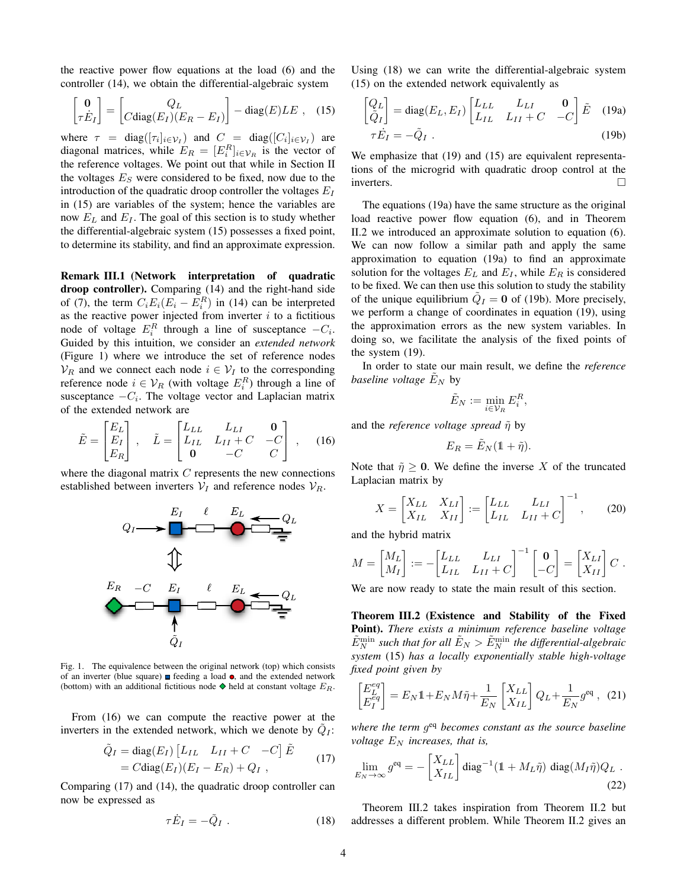the reactive power flow equations at the load (6) and the controller (14), we obtain the differential-algebraic system

$$\begin{bmatrix} \mathbf{0} \\ \tau \dot{E}_I \end{bmatrix} = \begin{bmatrix} Q_L \\ C\text{diag}(E_I)(E_R - E_I) \end{bmatrix} - \text{diag}(E) L E \ , \quad (15)$$

where $\tau = \text{diag}([\tau_i]_{i\in\mathcal{V}_I})$ and $C = \text{diag}([C_i]_{i\in\mathcal{V}_I})$ are diagonal matrices, while $E_R = [E_i^R]_{i\in\mathcal{V}_R}$ is the vector of the reference voltages. We point out that while in Section II the voltages $E_S$ were considered to be fixed, now due to the introduction of the quadratic droop controller the voltages $E_I$ in (15) are variables of the system; hence the variables are now $E_L$ and $E_I$. The goal of this section is to study whether the differential-algebraic system (15) possesses a fixed point, to determine its stability, and find an approximate expression.

**Remark III.1 (Network interpretation of quadratic droop controller).** Comparing (14) and the right-hand side of (7), the term $C_i E_i (E_i - E_i^R)$ in (14) can be interpreted as the reactive power injected from inverter $i$ to a fictitious node of voltage $E_i^R$ through a line of susceptance $-C_i$. Guided by this intuition, we consider an *extended network* (Figure 1) where we introduce the set of reference nodes $\mathcal{V}_R$ and we connect each node $i \in \mathcal{V}_I$ to the corresponding reference node $i \in \mathcal{V}_R$ (with voltage $E_i^R$) through a line of susceptance $-C_i$. The voltage vector and Laplacian matrix of the extended network are

$$\tilde{E} = \begin{bmatrix} E_L \\ E_I \\ E_R \end{bmatrix} \ , \quad \tilde{L} = \begin{bmatrix} L_{LL} & L_{LI} & \mathbf{0} \\ L_{IL} & L_{II} + C & -C \\ \mathbf{0} & -C & C \end{bmatrix} \ , \quad (16)$$

where the diagonal matrix $C$ represents the new connections established between inverters $\mathcal{V}_I$ and reference nodes $\mathcal{V}_R$.

Fig. 1. The equivalence between the original network (top) which consists of an inverter (blue square) feeding a load, and the extended network (bottom) with an additional fictitious node held at constant voltage $E_R$.

From (16) we can compute the reactive power at the inverters in the extended network, which we denote by $\tilde{Q}_I$:

$$\begin{aligned} \tilde{Q}_I &= \text{diag}(E_I) \begin{bmatrix} L_{IL} & L_{II} + C & -C \end{bmatrix} \tilde{E} \\ &= C \text{diag}(E_I)(E_I - E_R) + Q_I \ , \end{aligned} \quad (17)$$

Comparing (17) and (14), the quadratic droop controller can now be expressed as

$$\tau \dot{E}_I = -\tilde{Q}_I \ . \quad (18)$$

Using (18) we can write the differential-algebraic system (15) on the extended network equivalently as

$$\begin{bmatrix} Q_L \\ \tilde{Q}_I \end{bmatrix} = \text{diag}(E_L, E_I) \begin{bmatrix} L_{LL} & L_{LI} & \mathbf{0} \\ L_{IL} & L_{II} + C & -C \end{bmatrix} \tilde{E} \quad (19a)$$

$$\tau \dot{E}_I = -\tilde{Q}_I \ . \quad (19b)$$

We emphasize that (19) and (15) are equivalent representations of the microgrid with quadratic droop control at the inverters. □

The equations (19a) have the same structure as the original load reactive power flow equation (6), and in Theorem II.2 we introduced an approximate solution to equation (6). We can now follow a similar path and apply the same approximation to equation (19a) to find an approximate solution for the voltages $E_L$ and $E_I$, while $E_R$ is considered to be fixed. We can then use this solution to study the stability of the unique equilibrium $\tilde{Q}_I = \mathbf{0}$ of (19b). More precisely, we perform a change of coordinates in equation (19), using the approximation errors as the new system variables. In doing so, we facilitate the analysis of the fixed points of the system (19).

In order to state our main result, we define the *reference baseline voltage* $\tilde{E}_N$ by

$$\tilde{E}_N := \min_{i\in\mathcal{V}_R} E_i^R,$$

and the *reference voltage spread* $\tilde{\eta}$ by

$$E_R = \tilde{E}_N(\mathbb{1} + \tilde{\eta}).$$

Note that $\tilde{\eta} \geq \mathbf{0}$. We define the inverse $X$ of the truncated Laplacian matrix by

$$X = \begin{bmatrix} X_{LL} & X_{LI} \\ X_{IL} & X_{II} \end{bmatrix} := \begin{bmatrix} L_{LL} & L_{LI} \\ L_{IL} & L_{II} + C \end{bmatrix}^{-1} , \quad (20)$$

and the hybrid matrix

$$M = \begin{bmatrix} M_L \\ M_I \end{bmatrix} := -\begin{bmatrix} L_{LL} & L_{LI} \\ L_{IL} & L_{II} + C \end{bmatrix}^{-1} \begin{bmatrix} \mathbf{0} \\ -C \end{bmatrix} = \begin{bmatrix} X_{LI} \\ X_{II} \end{bmatrix} C \ .$$

We are now ready to state the main result of this section.

**Theorem III.2 (Existence and Stability of the Fixed Point).** *There exists a minimum reference baseline voltage $\tilde{E}_N^{\min}$ such that for all $\tilde{E}_N > \tilde{E}_N^{\min}$ the differential-algebraic system* (15) *has a locally exponentially stable high-voltage fixed point given by*

$$\begin{bmatrix} E_L^{eq} \\ E_I^{eq} \end{bmatrix} = E_N \mathbb{1} + E_N M \tilde{\eta} + \frac{1}{E_N} \begin{bmatrix} X_{LL} \\ X_{IL} \end{bmatrix} Q_L + \frac{1}{E_N} g^{\text{eq}} \ , \quad (21)$$

*where the term $g^{\text{eq}}$ becomes constant as the source baseline voltage $E_N$ increases, that is,*

$$\lim_{E_N\to\infty} g^{\text{eq}} = -\begin{bmatrix} X_{LL} \\ X_{IL} \end{bmatrix} \text{diag}^{-1}(\mathbb{1} + M_L \tilde{\eta}) \ \text{diag}(M_I \tilde{\eta}) Q_L \ . \quad (22)$$

Theorem III.2 takes inspiration from Theorem II.2 but addresses a different problem. While Theorem II.2 gives an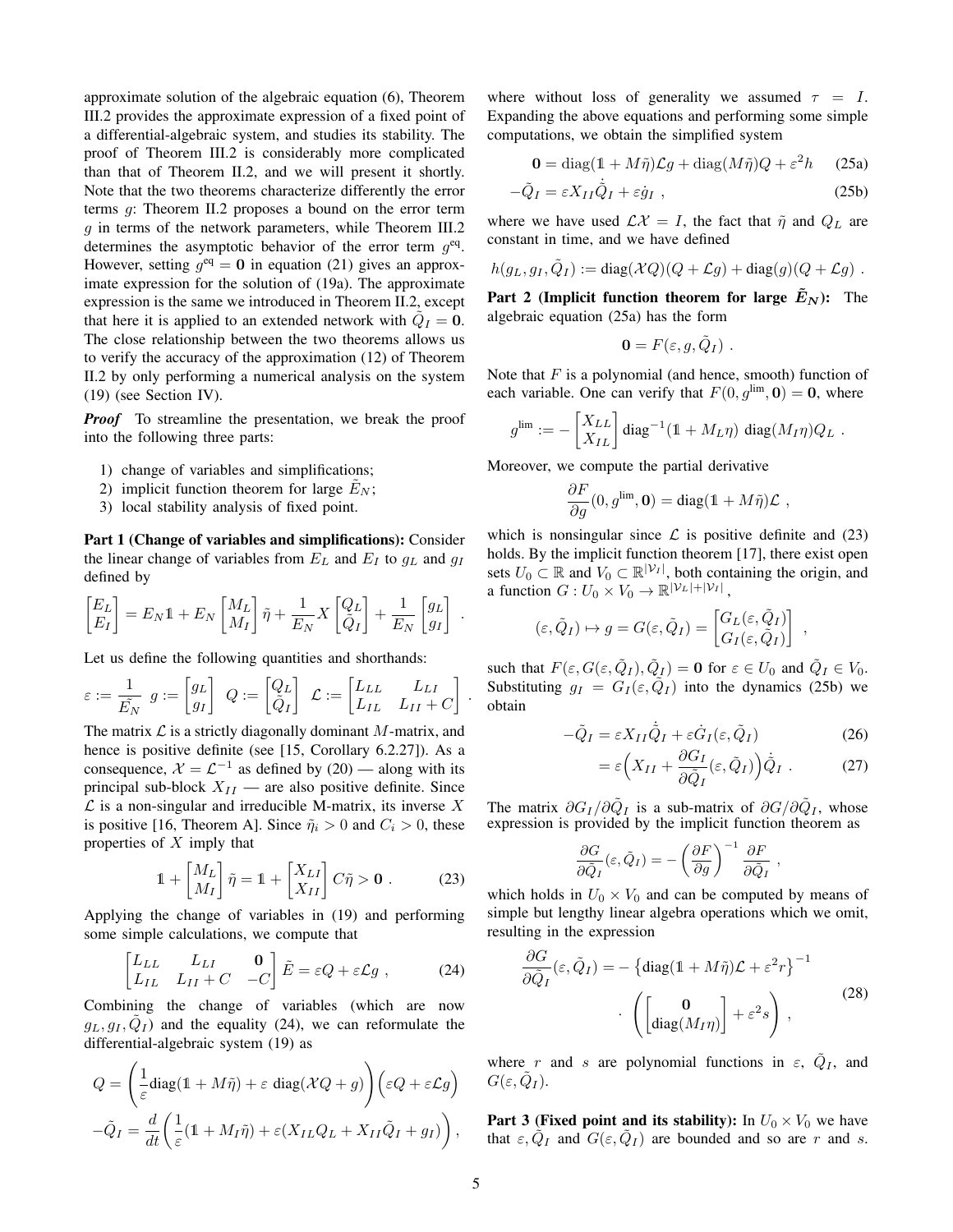approximate solution of the algebraic equation (6), Theorem III.2 provides the approximate expression of a fixed point of a differential-algebraic system, and studies its stability. The proof of Theorem III.2 is considerably more complicated than that of Theorem II.2, and we will present it shortly. Note that the two theorems characterize differently the error terms $g$: Theorem II.2 proposes a bound on the error term $g$ in terms of the network parameters, while Theorem III.2 determines the asymptotic behavior of the error term $g^{\text{eq}}$. However, setting $g^{\text{eq}} = \mathbf{0}$ in equation (21) gives an approximate expression for the solution of (19a). The approximate expression is the same we introduced in Theorem II.2, except that here it is applied to an extended network with $\tilde{Q}_I = \mathbf{0}$. The close relationship between the two theorems allows us to verify the accuracy of the approximation (12) of Theorem II.2 by only performing a numerical analysis on the system (19) (see Section IV).

***Proof*** To streamline the presentation, we break the proof into the following three parts:

1) change of variables and simplifications;
2) implicit function theorem for large $\tilde{E}_N$;
3) local stability analysis of fixed point.

**Part 1 (Change of variables and simplifications):** Consider the linear change of variables from $E_L$ and $E_I$ to $g_L$ and $g_I$ defined by

$$\begin{bmatrix} E_L \\ E_I \end{bmatrix} = E_N \mathbb{1} + E_N \begin{bmatrix} M_L \\ M_I \end{bmatrix} \tilde{\eta} + \frac{1}{E_N} X \begin{bmatrix} Q_L \\ \tilde{Q}_I \end{bmatrix} + \frac{1}{E_N} \begin{bmatrix} g_L \\ g_I \end{bmatrix} .$$

Let us define the following quantities and shorthands:

$$\varepsilon := \frac{1}{\tilde{E_N}} \;\; g := \begin{bmatrix} g_L \\ g_I \end{bmatrix} \;\; Q := \begin{bmatrix} Q_L \\ \tilde{Q}_I \end{bmatrix} \;\; \mathcal{L} := \begin{bmatrix} L_{LL} & L_{LI} \\ L_{IL} & L_{II} + C \end{bmatrix} .$$

The matrix $\mathcal{L}$ is a strictly diagonally dominant $M$-matrix, and hence is positive definite (see [15, Corollary 6.2.27]). As a consequence, $\mathcal{X} = \mathcal{L}^{-1}$ as defined by (20) — along with its principal sub-block $X_{II}$ — are also positive definite. Since $\mathcal{L}$ is a non-singular and irreducible M-matrix, its inverse $X$ is positive [16, Theorem A]. Since $\tilde{\eta}_i > 0$ and $C_i > 0$, these properties of $X$ imply that

$$\mathbb{1} + \begin{bmatrix} M_L \\ M_I \end{bmatrix} \tilde{\eta} = \mathbb{1} + \begin{bmatrix} X_{LI} \\ X_{II} \end{bmatrix} C \tilde{\eta} > \mathbf{0} . \tag{23}$$

Applying the change of variables in (19) and performing some simple calculations, we compute that

$$\begin{bmatrix} L_{LL} & L_{LI} & \mathbf{0} \\ L_{IL} & L_{II} + C & -C \end{bmatrix} \tilde{E} = \varepsilon Q + \varepsilon \mathcal{L} g , \tag{24}$$

Combining the change of variables (which are now $g_L, g_I, \tilde{Q}_I$) and the equality (24), we can reformulate the differential-algebraic system (19) as

$$Q = \left( \frac{1}{\varepsilon} \text{diag}(\mathbb{1} + M\tilde{\eta}) + \varepsilon \;\text{diag}(\mathcal{X} Q + g) \right) \Big( \varepsilon Q + \varepsilon \mathcal{L} g \Big)$$

$$-\tilde{Q}_I = \frac{d}{dt} \left( \frac{1}{\varepsilon} (\mathbb{1} + M_I \tilde{\eta}) + \varepsilon (X_{IL} Q_L + X_{II} \tilde{Q}_I + g_I) \right) ,$$

where without loss of generality we assumed $\tau = I$. Expanding the above equations and performing some simple computations, we obtain the simplified system

$$\mathbf{0} = \text{diag}(\mathbb{1} + M\tilde{\eta}) \mathcal{L} g + \text{diag}(M\tilde{\eta}) Q + \varepsilon^2 h \tag{25a}$$

$$-\tilde{Q}_I = \varepsilon X_{II} \dot{\tilde{Q}}_I + \varepsilon \dot{g}_I , \tag{25b}$$

where we have used $\mathcal{L}\mathcal{X} = I$, the fact that $\tilde{\eta}$ and $Q_L$ are constant in time, and we have defined

$$h(g_L, g_I, \tilde{Q}_I) := \text{diag}(\mathcal{X} Q)(Q + \mathcal{L} g) + \text{diag}(g)(Q + \mathcal{L} g) .$$

**Part 2 (Implicit function theorem for large $\tilde{E}_N$):** The algebraic equation (25a) has the form

$$\mathbf{0} = F(\varepsilon, g, \tilde{Q}_I) .$$

Note that $F$ is a polynomial (and hence, smooth) function of each variable. One can verify that $F(0, g^{\lim}, \mathbf{0}) = \mathbf{0}$, where

$$g^{\lim} := - \begin{bmatrix} X_{LL} \\ X_{IL} \end{bmatrix} \text{diag}^{-1}(\mathbb{1} + M_L \eta) \; \text{diag}(M_I \eta) Q_L .$$

Moreover, we compute the partial derivative

$$\frac{\partial F}{\partial g}(0, g^{\lim}, \mathbf{0}) = \text{diag}(\mathbb{1} + M\tilde{\eta}) \mathcal{L} ,$$

which is nonsingular since $\mathcal{L}$ is positive definite and (23) holds. By the implicit function theorem [17], there exist open sets $U_0 \subset \mathbb{R}$ and $V_0 \subset \mathbb{R}^{|\mathcal{V}_I|}$, both containing the origin, and a function $G : U_0 \times V_0 \to \mathbb{R}^{|\mathcal{V}_L| + |\mathcal{V}_I|}$,

$$(\varepsilon, \tilde{Q}_I) \mapsto g = G(\varepsilon, \tilde{Q}_I) = \begin{bmatrix} G_L(\varepsilon, \tilde{Q}_I) \\ G_I(\varepsilon, \tilde{Q}_I) \end{bmatrix} ,$$

such that $F(\varepsilon, G(\varepsilon, \tilde{Q}_I), \tilde{Q}_I) = \mathbf{0}$ for $\varepsilon \in U_0$ and $\tilde{Q}_I \in V_0$. Substituting $g_I = G_I(\varepsilon, \tilde{Q}_I)$ into the dynamics (25b) we obtain

$$-\tilde{Q}_I = \varepsilon X_{II} \dot{\tilde{Q}}_I + \varepsilon \dot{G}_I(\varepsilon, \tilde{Q}_I) \tag{26}$$

$$= \varepsilon \Big( X_{II} + \frac{\partial G_I}{\partial \tilde{Q}_I}(\varepsilon, \tilde{Q}_I) \Big) \dot{\tilde{Q}}_I . \tag{27}$$

The matrix $\partial G_I / \partial \tilde{Q}_I$ is a sub-matrix of $\partial G / \partial \tilde{Q}_I$, whose expression is provided by the implicit function theorem as

$$\frac{\partial G}{\partial \tilde{Q}_I}(\varepsilon, \tilde{Q}_I) = - \left( \frac{\partial F}{\partial g} \right)^{-1} \frac{\partial F}{\partial \tilde{Q}_I} ,$$

which holds in $U_0 \times V_0$ and can be computed by means of simple but lengthy linear algebra operations which we omit, resulting in the expression

$$\frac{\partial G}{\partial \tilde{Q}_I}(\varepsilon, \tilde{Q}_I) = - \left\{ \text{diag}(\mathbb{1} + M\tilde{\eta}) \mathcal{L} + \varepsilon^2 r \right\}^{-1} \cdot \left( \begin{bmatrix} \mathbf{0} \\ \text{diag}(M_I \eta) \end{bmatrix} + \varepsilon^2 s \right) , \tag{28}$$

where $r$ and $s$ are polynomial functions in $\varepsilon$, $\tilde{Q}_I$, and $G(\varepsilon, \tilde{Q}_I)$.

**Part 3 (Fixed point and its stability):** In $U_0 \times V_0$ we have that $\varepsilon, \tilde{Q}_I$ and $G(\varepsilon, \tilde{Q}_I)$ are bounded and so are $r$ and $s$.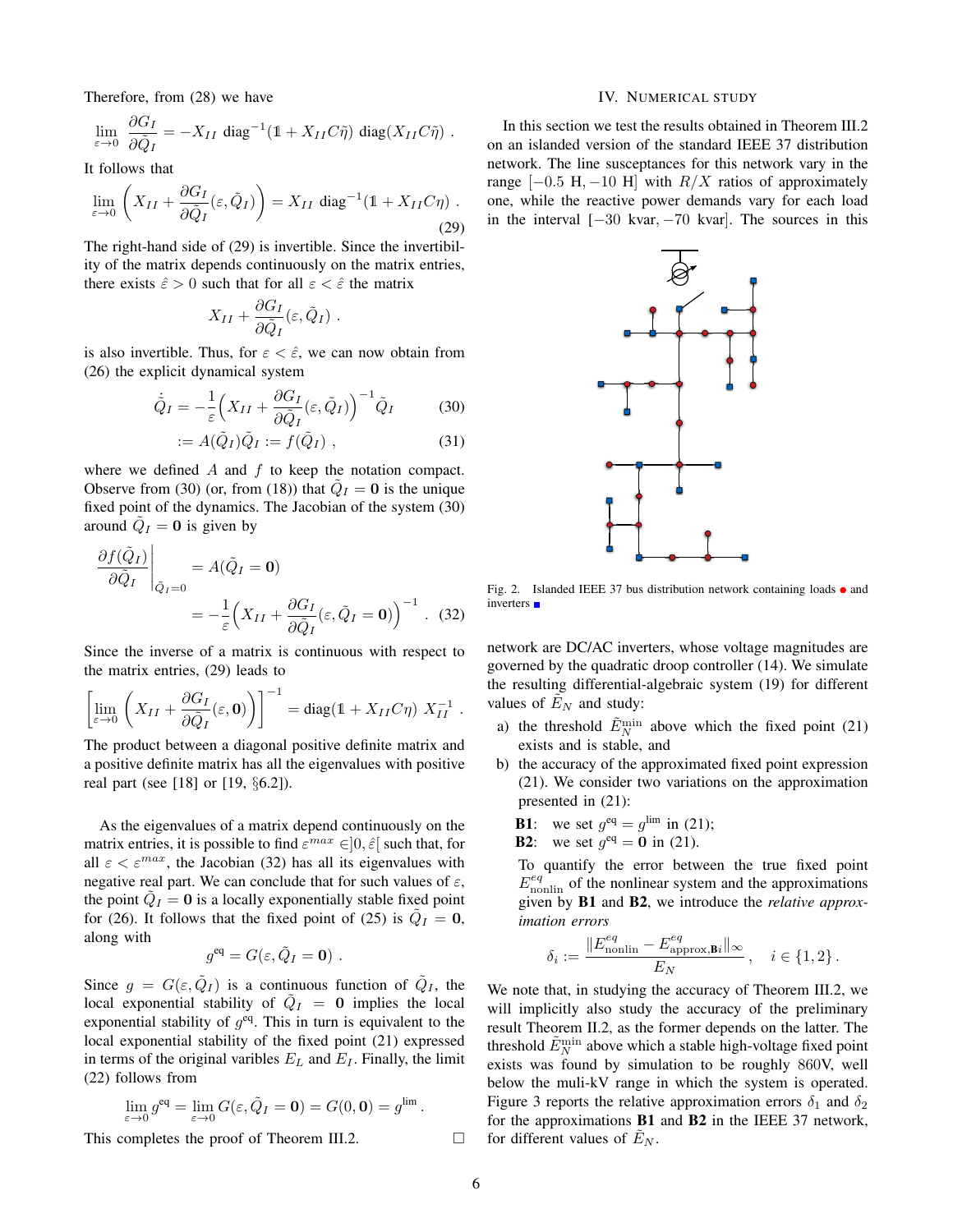Therefore, from (28) we have

$$\lim_{\varepsilon\to 0} \frac{\partial G_I}{\partial \tilde{Q}_I} = -X_{II}\ \mathrm{diag}^{-1}(\mathbb{1} + X_{II}C\tilde{\eta})\ \mathrm{diag}(X_{II}C\tilde{\eta})\ .$$

It follows that

$$\lim_{\varepsilon\to 0} \left( X_{II} + \frac{\partial G_I}{\partial \tilde{Q}_I}(\varepsilon, \tilde{Q}_I) \right) = X_{II}\ \mathrm{diag}^{-1}(\mathbb{1} + X_{II}C\eta)\ . \tag{29}$$

The right-hand side of (29) is invertible. Since the invertibility of the matrix depends continuously on the matrix entries, there exists $\hat{\varepsilon} > 0$ such that for all $\varepsilon < \hat{\varepsilon}$ the matrix

$$X_{II} + \frac{\partial G_I}{\partial \tilde{Q}_I}(\varepsilon, \tilde{Q}_I)\ .$$

is also invertible. Thus, for $\varepsilon < \hat{\varepsilon}$, we can now obtain from (26) the explicit dynamical system

$$\dot{\tilde{Q}}_I = -\frac{1}{\varepsilon}\Big( X_{II} + \frac{\partial G_I}{\partial \tilde{Q}_I}(\varepsilon, \tilde{Q}_I) \Big)^{-1} \tilde{Q}_I \tag{30}$$

$$:= A(\tilde{Q}_I)\tilde{Q}_I := f(\tilde{Q}_I)\ , \tag{31}$$

where we defined $A$ and $f$ to keep the notation compact. Observe from (30) (or, from (18)) that $\tilde{Q}_I = \mathbf{0}$ is the unique fixed point of the dynamics. The Jacobian of the system (30) around $\tilde{Q}_I = \mathbf{0}$ is given by

$$\left.\frac{\partial f(\tilde{Q}_I)}{\partial \tilde{Q}_I}\right|_{\tilde{Q}_I=0} = A(\tilde{Q}_I = \mathbf{0})$$

$$= -\frac{1}{\varepsilon}\Big( X_{II} + \frac{\partial G_I}{\partial \tilde{Q}_I}(\varepsilon, \tilde{Q}_I = \mathbf{0}) \Big)^{-1}\ . \tag{32}$$

Since the inverse of a matrix is continuous with respect to the matrix entries, (29) leads to

$$\left[ \lim_{\varepsilon\to 0} \left( X_{II} + \frac{\partial G_I}{\partial \tilde{Q}_I}(\varepsilon, \mathbf{0}) \right) \right]^{-1} = \mathrm{diag}(\mathbb{1} + X_{II}C\eta)\ X_{II}^{-1}\ .$$

The product between a diagonal positive definite matrix and a positive definite matrix has all the eigenvalues with positive real part (see [18] or [19, §6.2]).

As the eigenvalues of a matrix depend continuously on the matrix entries, it is possible to find $\varepsilon^{max} \in ]0, \hat{\varepsilon}[$ such that, for all $\varepsilon < \varepsilon^{max}$, the Jacobian (32) has all its eigenvalues with negative real part. We can conclude that for such values of $\varepsilon$, the point $\tilde{Q}_I = \mathbf{0}$ is a locally exponentially stable fixed point for (26). It follows that the fixed point of (25) is $\tilde{Q}_I = \mathbf{0}$, along with

$$g^{\mathrm{eq}} = G(\varepsilon, \tilde{Q}_I = \mathbf{0})\ .$$

Since $g = G(\varepsilon, \tilde{Q}_I)$ is a continuous function of $\tilde{Q}_I$, the local exponential stability of $\tilde{Q}_I = \mathbf{0}$ implies the local exponential stability of $g^{\mathrm{eq}}$. This in turn is equivalent to the local exponential stability of the fixed point (21) expressed in terms of the original varibles $E_L$ and $E_I$. Finally, the limit (22) follows from

$$\lim_{\varepsilon\to 0} g^{\mathrm{eq}} = \lim_{\varepsilon\to 0} G(\varepsilon, \tilde{Q}_I = \mathbf{0}) = G(0, \mathbf{0}) = g^{\mathrm{lim}}\ .$$

This completes the proof of Theorem III.2. □

## IV. Numerical study

In this section we test the results obtained in Theorem III.2 on an islanded version of the standard IEEE 37 distribution network. The line susceptances for this network vary in the range $[-0.5\ \mathrm{H}, -10\ \mathrm{H}]$ with $R/X$ ratios of approximately one, while the reactive power demands vary for each load in the interval $[-30\ \mathrm{kvar}, -70\ \mathrm{kvar}]$. The sources in this network are DC/AC inverters, whose voltage magnitudes are governed by the quadratic droop controller (14). We simulate the resulting differential-algebraic system (19) for different values of $\tilde{E}_N$ and study:

a) the threshold $\tilde{E}_N^{\mathrm{min}}$ above which the fixed point (21) exists and is stable, and
b) the accuracy of the approximated fixed point expression (21). We consider two variations on the approximation presented in (21):

   **B1**: we set $g^{\mathrm{eq}} = g^{\mathrm{lim}}$ in (21);
   **B2**: we set $g^{\mathrm{eq}} = \mathbf{0}$ in (21).

   To quantify the error between the true fixed point $E^{eq}_{\mathrm{nonlin}}$ of the nonlinear system and the approximations given by **B1** and **B2**, we introduce the *relative approximation errors*

$$\delta_i := \frac{\|E^{eq}_{\mathrm{nonlin}} - E^{eq}_{\mathrm{approx},\mathbf{B}i}\|_\infty}{E_N}\ , \quad i \in \{1, 2\}\ .$$

Fig. 2. Islanded IEEE 37 bus distribution network containing loads ● and inverters ■

We note that, in studying the accuracy of Theorem III.2, we will implicitly also study the accuracy of the preliminary result Theorem II.2, as the former depends on the latter. The threshold $\tilde{E}_N^{\mathrm{min}}$ above which a stable high-voltage fixed point exists was found by simulation to be roughly 860V, well below the muli-kV range in which the system is operated. Figure 3 reports the relative approximation errors $\delta_1$ and $\delta_2$ for the approximations **B1** and **B2** in the IEEE 37 network, for different values of $\tilde{E}_N$.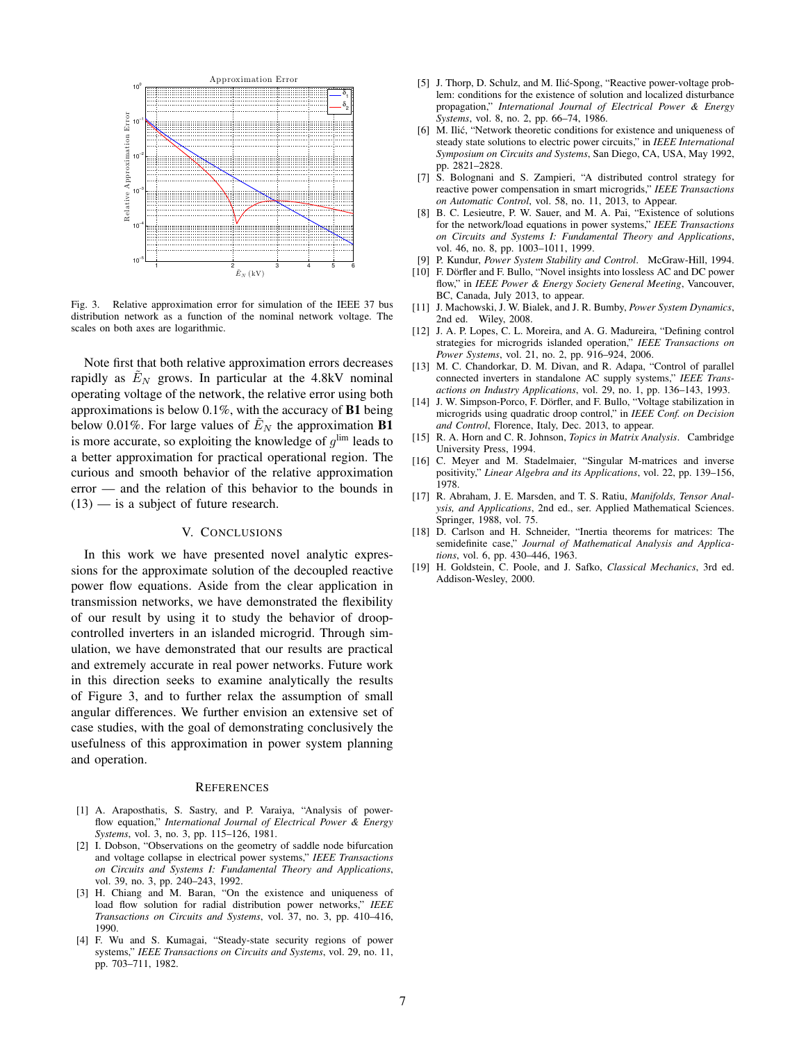Approximation Error

Relative Approximation Error

$\hat{E}_N$ (kV)

$\delta_1$

$\delta_2$

$10^0$

$10^{-1}$

$10^{-2}$

$10^{-3}$

$10^{-4}$

$10^{-5}$

1 2 3 4 5 6

Fig. 3. Relative approximation error for simulation of the IEEE 37 bus distribution network as a function of the nominal network voltage. The scales on both axes are logarithmic.

Note first that both relative approximation errors decreases rapidly as $\hat{E}_N$ grows. In particular at the 4.8kV nominal operating voltage of the network, the relative error using both approximations is below 0.1%, with the accuracy of **B1** being below 0.01%. For large values of $\hat{E}_N$ the approximation **B1** is more accurate, so exploiting the knowledge of $g^{\text{lim}}$ leads to a better approximation for practical operational region. The curious and smooth behavior of the relative approximation error — and the relation of this behavior to the bounds in (13) — is a subject of future research.

## V. Conclusions

In this work we have presented novel analytic expressions for the approximate solution of the decoupled reactive power flow equations. Aside from the clear application in transmission networks, we have demonstrated the flexibility of our result by using it to study the behavior of droop-controlled inverters in an islanded microgrid. Through simulation, we have demonstrated that our results are practical and extremely accurate in real power networks. Future work in this direction seeks to examine analytically the results of Figure 3, and to further relax the assumption of small angular differences. We further envision an extensive set of case studies, with the goal of demonstrating conclusively the usefulness of this approximation in power system planning and operation.

## References

[1] A. Arapostathis, S. Sastry, and P. Varaiya, "Analysis of power-flow equation," *International Journal of Electrical Power & Energy Systems*, vol. 3, no. 3, pp. 115–126, 1981.

[2] I. Dobson, "Observations on the geometry of saddle node bifurcation and voltage collapse in electrical power systems," *IEEE Transactions on Circuits and Systems I: Fundamental Theory and Applications*, vol. 39, no. 3, pp. 240–243, 1992.

[3] H. Chiang and M. Baran, "On the existence and uniqueness of load flow solution for radial distribution power networks," *IEEE Transactions on Circuits and Systems*, vol. 37, no. 3, pp. 410–416, 1990.

[4] F. Wu and S. Kumagai, "Steady-state security regions of power systems," *IEEE Transactions on Circuits and Systems*, vol. 29, no. 11, pp. 703–711, 1982.

[5] J. Thorp, D. Schulz, and M. Ilić-Spong, "Reactive power-voltage problem: conditions for the existence of solution and localized disturbance propagation," *International Journal of Electrical Power & Energy Systems*, vol. 8, no. 2, pp. 66–74, 1986.

[6] M. Ilić, "Network theoretic conditions for existence and uniqueness of steady state solutions to electric power circuits," in *IEEE International Symposium on Circuits and Systems*, San Diego, CA, USA, May 1992, pp. 2821–2828.

[7] S. Bolognani and S. Zampieri, "A distributed control strategy for reactive power compensation in smart microgrids," *IEEE Transactions on Automatic Control*, vol. 58, no. 11, 2013, to Appear.

[8] B. C. Lesieutre, P. W. Sauer, and M. A. Pai, "Existence of solutions for the network/load equations in power systems," *IEEE Transactions on Circuits and Systems I: Fundamental Theory and Applications*, vol. 46, no. 8, pp. 1003–1011, 1999.

[9] P. Kundur, *Power System Stability and Control*. McGraw-Hill, 1994.

[10] F. Dörfler and F. Bullo, "Novel insights into lossless AC and DC power flow," in *IEEE Power & Energy Society General Meeting*, Vancouver, BC, Canada, July 2013, to appear.

[11] J. Machowski, J. W. Bialek, and J. R. Bumby, *Power System Dynamics*, 2nd ed. Wiley, 2008.

[12] J. A. P. Lopes, C. L. Moreira, and A. G. Madureira, "Defining control strategies for microgrids islanded operation," *IEEE Transactions on Power Systems*, vol. 21, no. 2, pp. 916–924, 2006.

[13] M. C. Chandorkar, D. M. Divan, and R. Adapa, "Control of parallel connected inverters in standalone AC supply systems," *IEEE Transactions on Industry Applications*, vol. 29, no. 1, pp. 136–143, 1993.

[14] J. W. Simpson-Porco, F. Dörfler, and F. Bullo, "Voltage stabilization in microgrids using quadratic droop control," in *IEEE Conf. on Decision and Control*, Florence, Italy, Dec. 2013, to appear.

[15] R. A. Horn and C. R. Johnson, *Topics in Matrix Analysis*. Cambridge University Press, 1994.

[16] C. Meyer and M. Stadelmaier, "Singular M-matrices and inverse positivity," *Linear Algebra and its Applications*, vol. 22, pp. 139–156, 1978.

[17] R. Abraham, J. E. Marsden, and T. S. Ratiu, *Manifolds, Tensor Analysis, and Applications*, 2nd ed., ser. Applied Mathematical Sciences. Springer, 1988, vol. 75.

[18] D. Carlson and H. Schneider, "Inertia theorems for matrices: The semidefinite case," *Journal of Mathematical Analysis and Applications*, vol. 6, pp. 430–446, 1963.

[19] H. Goldstein, C. Poole, and J. Safko, *Classical Mechanics*, 3rd ed. Addison-Wesley, 2000.